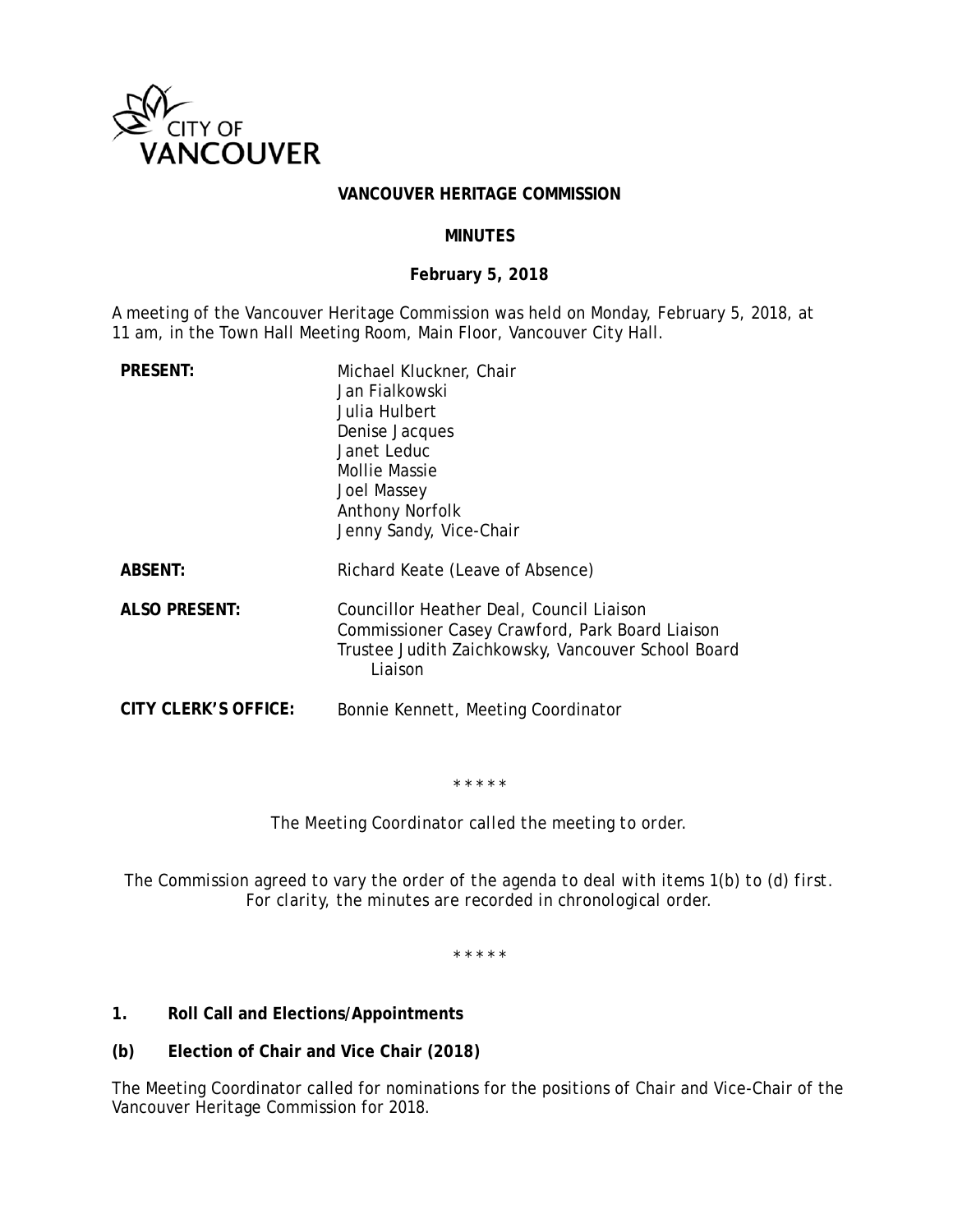CITY OF VANCOUVER

**VANCOUVER HERITAGE COMMISSION**

**MINUTES**

**February 5, 2018**

A meeting of the Vancouver Heritage Commission was held on Monday, February 5, 2018, at 11 am, in the Town Hall Meeting Room, Main Floor, Vancouver City Hall.

| | |
|---|---|
| **PRESENT:** | Michael Kluckner, Chair<br>Jan Fialkowski<br>Julia Hulbert<br>Denise Jacques<br>Janet Leduc<br>Mollie Massie<br>Joel Massey<br>Anthony Norfolk<br>Jenny Sandy, Vice-Chair |
| **ABSENT:** | Richard Keate (Leave of Absence) |
| **ALSO PRESENT:** | Councillor Heather Deal, Council Liaison<br>Commissioner Casey Crawford, Park Board Liaison<br>Trustee Judith Zaichkowsky, Vancouver School Board Liaison |
| **CITY CLERK'S OFFICE:** | Bonnie Kennett, Meeting Coordinator |

\* \* \* \* \*

*The Meeting Coordinator called the meeting to order.*

*The Commission agreed to vary the order of the agenda to deal with items 1(b) to (d) first. For clarity, the minutes are recorded in chronological order.*

\* \* \* \* \*

## 1. Roll Call and Elections/Appointments

### (b) Election of Chair and Vice Chair (2018)

The Meeting Coordinator called for nominations for the positions of Chair and Vice-Chair of the Vancouver Heritage Commission for 2018.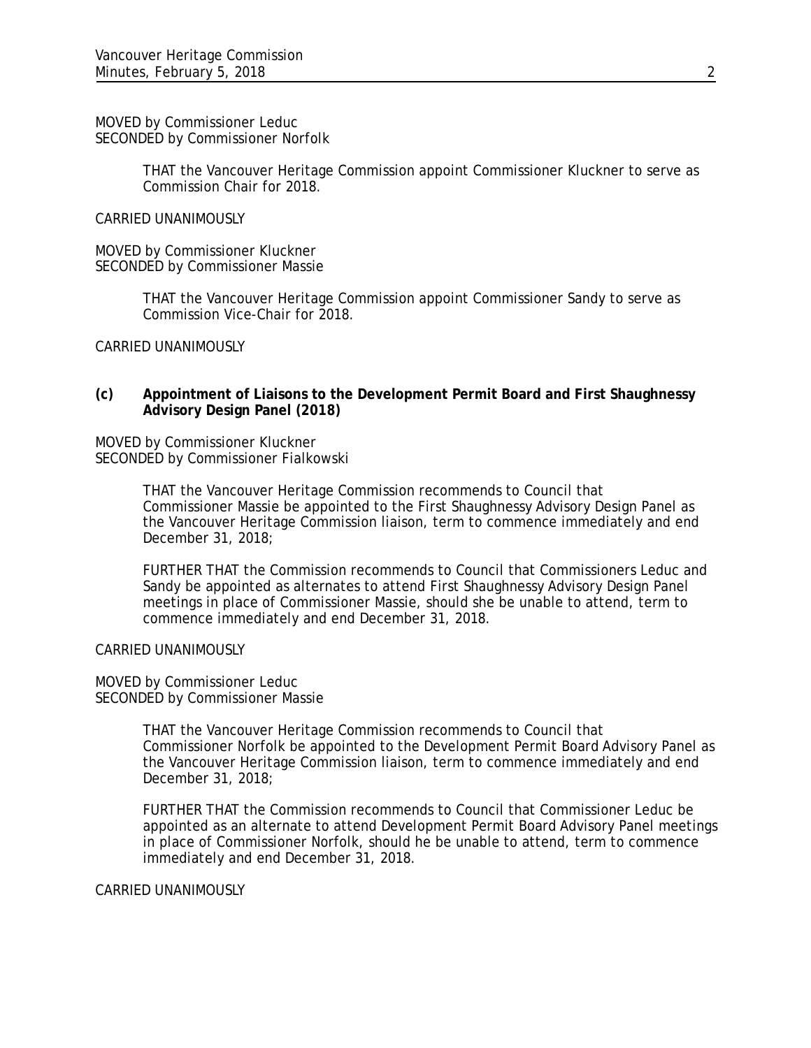MOVED by Commissioner Leduc
SECONDED by Commissioner Norfolk

> THAT the Vancouver Heritage Commission appoint Commissioner Kluckner to serve as Commission Chair for 2018.

CARRIED UNANIMOUSLY

MOVED by Commissioner Kluckner
SECONDED by Commissioner Massie

> THAT the Vancouver Heritage Commission appoint Commissioner Sandy to serve as Commission Vice-Chair for 2018.

CARRIED UNANIMOUSLY

**(c) Appointment of Liaisons to the Development Permit Board and First Shaughnessy Advisory Design Panel (2018)**

MOVED by Commissioner Kluckner
SECONDED by Commissioner Fialkowski

> THAT the Vancouver Heritage Commission recommends to Council that Commissioner Massie be appointed to the First Shaughnessy Advisory Design Panel as the Vancouver Heritage Commission liaison, term to commence immediately and end December 31, 2018;
>
> FURTHER THAT the Commission recommends to Council that Commissioners Leduc and Sandy be appointed as alternates to attend First Shaughnessy Advisory Design Panel meetings in place of Commissioner Massie, should she be unable to attend, term to commence immediately and end December 31, 2018.

CARRIED UNANIMOUSLY

MOVED by Commissioner Leduc
SECONDED by Commissioner Massie

> THAT the Vancouver Heritage Commission recommends to Council that Commissioner Norfolk be appointed to the Development Permit Board Advisory Panel as the Vancouver Heritage Commission liaison, term to commence immediately and end December 31, 2018;
>
> FURTHER THAT the Commission recommends to Council that Commissioner Leduc be appointed as an alternate to attend Development Permit Board Advisory Panel meetings in place of Commissioner Norfolk, should he be unable to attend, term to commence immediately and end December 31, 2018.

CARRIED UNANIMOUSLY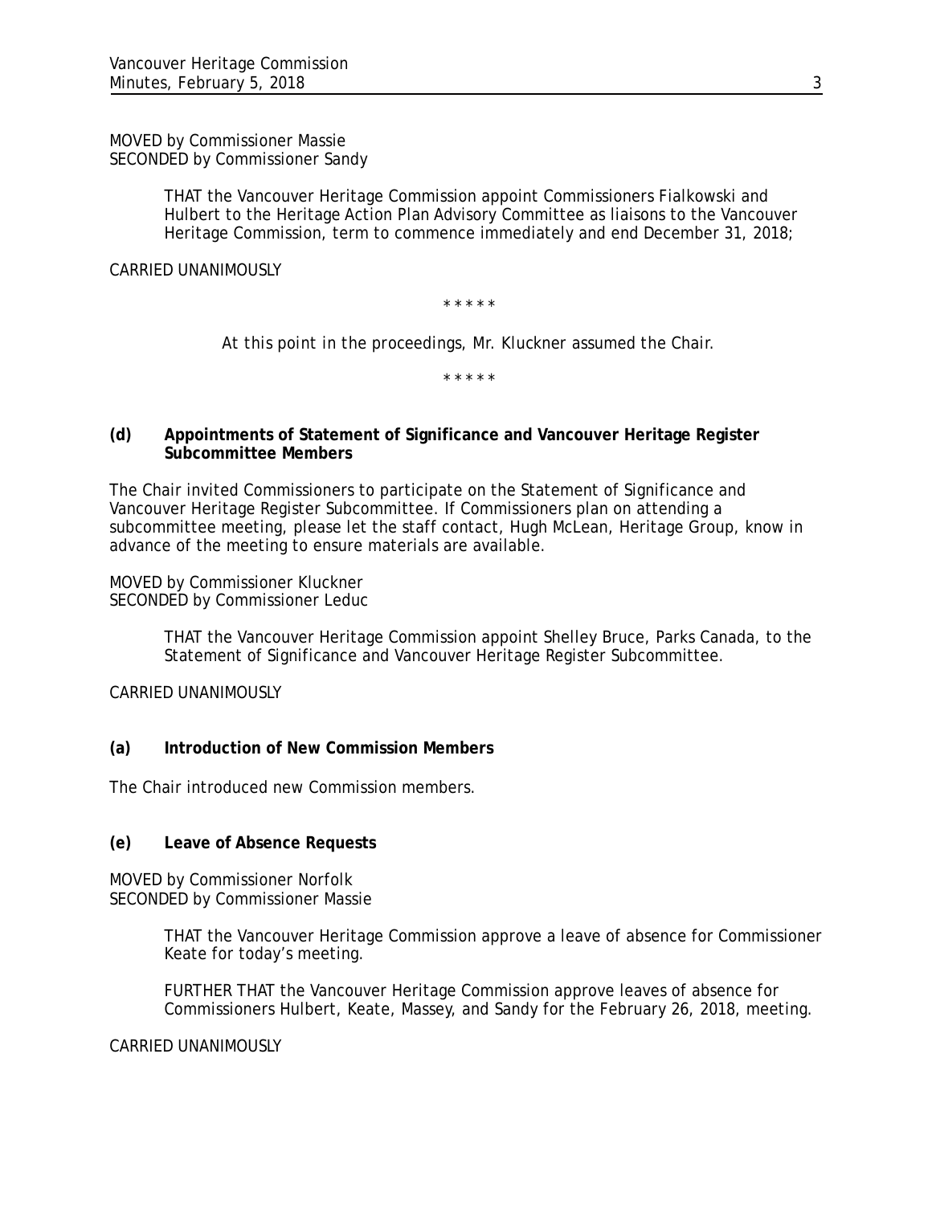MOVED by Commissioner Massie
SECONDED by Commissioner Sandy

> THAT the Vancouver Heritage Commission appoint Commissioners Fialkowski and Hulbert to the Heritage Action Plan Advisory Committee as liaisons to the Vancouver Heritage Commission, term to commence immediately and end December 31, 2018;

CARRIED UNANIMOUSLY

\* \* \* \* \*

*At this point in the proceedings, Mr. Kluckner assumed the Chair.*

\* \* \* \* \*

**(d) Appointments of Statement of Significance and Vancouver Heritage Register Subcommittee Members**

The Chair invited Commissioners to participate on the Statement of Significance and Vancouver Heritage Register Subcommittee. If Commissioners plan on attending a subcommittee meeting, please let the staff contact, Hugh McLean, Heritage Group, know in advance of the meeting to ensure materials are available.

MOVED by Commissioner Kluckner
SECONDED by Commissioner Leduc

> THAT the Vancouver Heritage Commission appoint Shelley Bruce, Parks Canada, to the Statement of Significance and Vancouver Heritage Register Subcommittee.

CARRIED UNANIMOUSLY

**(a) Introduction of New Commission Members**

The Chair introduced new Commission members.

**(e) Leave of Absence Requests**

MOVED by Commissioner Norfolk
SECONDED by Commissioner Massie

> THAT the Vancouver Heritage Commission approve a leave of absence for Commissioner Keate for today's meeting.
>
> FURTHER THAT the Vancouver Heritage Commission approve leaves of absence for Commissioners Hulbert, Keate, Massey, and Sandy for the February 26, 2018, meeting.

CARRIED UNANIMOUSLY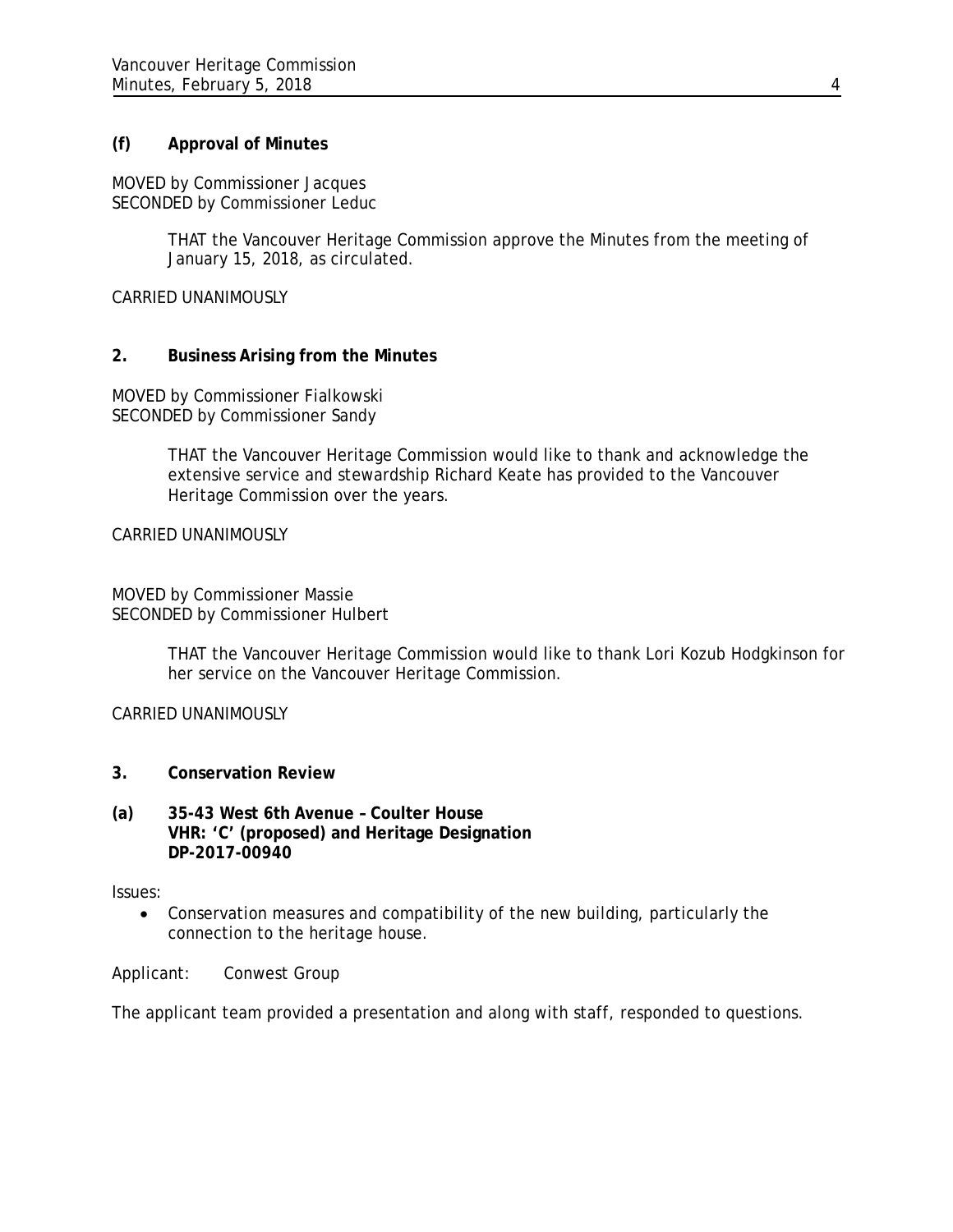### (f) Approval of Minutes

MOVED by Commissioner Jacques
SECONDED by Commissioner Leduc

> THAT the Vancouver Heritage Commission approve the Minutes from the meeting of January 15, 2018, as circulated.

CARRIED UNANIMOUSLY

## 2. Business Arising from the Minutes

MOVED by Commissioner Fialkowski
SECONDED by Commissioner Sandy

> THAT the Vancouver Heritage Commission would like to thank and acknowledge the extensive service and stewardship Richard Keate has provided to the Vancouver Heritage Commission over the years.

CARRIED UNANIMOUSLY

MOVED by Commissioner Massie
SECONDED by Commissioner Hulbert

> THAT the Vancouver Heritage Commission would like to thank Lori Kozub Hodgkinson for her service on the Vancouver Heritage Commission.

CARRIED UNANIMOUSLY

## 3. Conservation Review

### (a) 35-43 West 6th Avenue – Coulter House
**VHR: 'C' (proposed) and Heritage Designation**
**DP-2017-00940**

Issues:

- Conservation measures and compatibility of the new building, particularly the connection to the heritage house.

Applicant: Conwest Group

The applicant team provided a presentation and along with staff, responded to questions.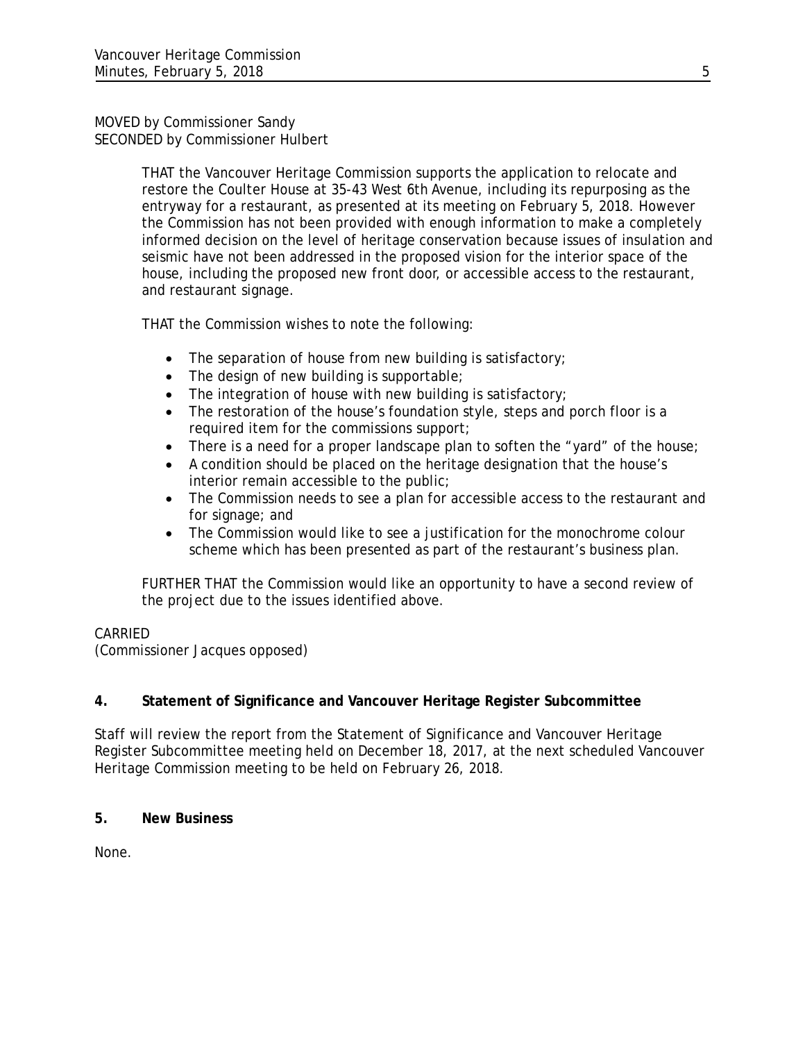MOVED by Commissioner Sandy
SECONDED by Commissioner Hulbert

> THAT the Vancouver Heritage Commission supports the application to relocate and restore the Coulter House at 35-43 West 6th Avenue, including its repurposing as the entryway for a restaurant, as presented at its meeting on February 5, 2018. However the Commission has not been provided with enough information to make a completely informed decision on the level of heritage conservation because issues of insulation and seismic have not been addressed in the proposed vision for the interior space of the house, including the proposed new front door, or accessible access to the restaurant, and restaurant signage.
>
> THAT the Commission wishes to note the following:
>
> - The separation of house from new building is satisfactory;
> - The design of new building is supportable;
> - The integration of house with new building is satisfactory;
> - The restoration of the house's foundation style, steps and porch floor is a required item for the commissions support;
> - There is a need for a proper landscape plan to soften the "yard" of the house;
> - A condition should be placed on the heritage designation that the house's interior remain accessible to the public;
> - The Commission needs to see a plan for accessible access to the restaurant and for signage; and
> - The Commission would like to see a justification for the monochrome colour scheme which has been presented as part of the restaurant's business plan.
>
> FURTHER THAT the Commission would like an opportunity to have a second review of the project due to the issues identified above.

CARRIED
(Commissioner Jacques opposed)

**4. Statement of Significance and Vancouver Heritage Register Subcommittee**

Staff will review the report from the Statement of Significance and Vancouver Heritage Register Subcommittee meeting held on December 18, 2017, at the next scheduled Vancouver Heritage Commission meeting to be held on February 26, 2018.

**5. New Business**

None.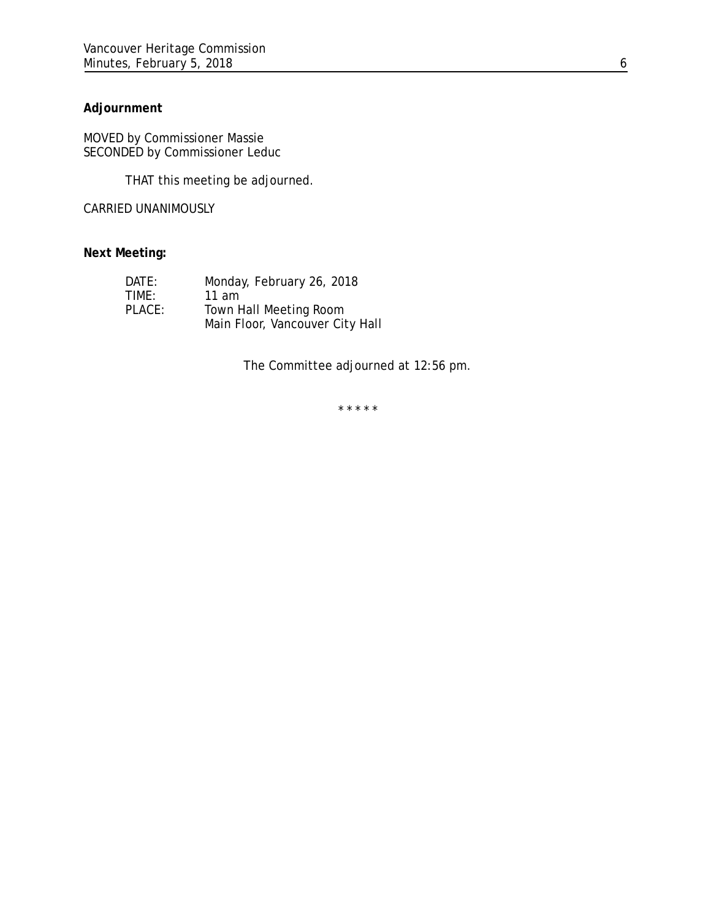**Adjournment**

MOVED by Commissioner Massie
SECONDED by Commissioner Leduc

THAT this meeting be adjourned.

CARRIED UNANIMOUSLY

**Next Meeting:**

| | |
|---|---|
| DATE: | Monday, February 26, 2018 |
| TIME: | 11 am |
| PLACE: | Town Hall Meeting Room<br>Main Floor, Vancouver City Hall |

The Committee adjourned at 12:56 pm.

\* \* \* \* \*